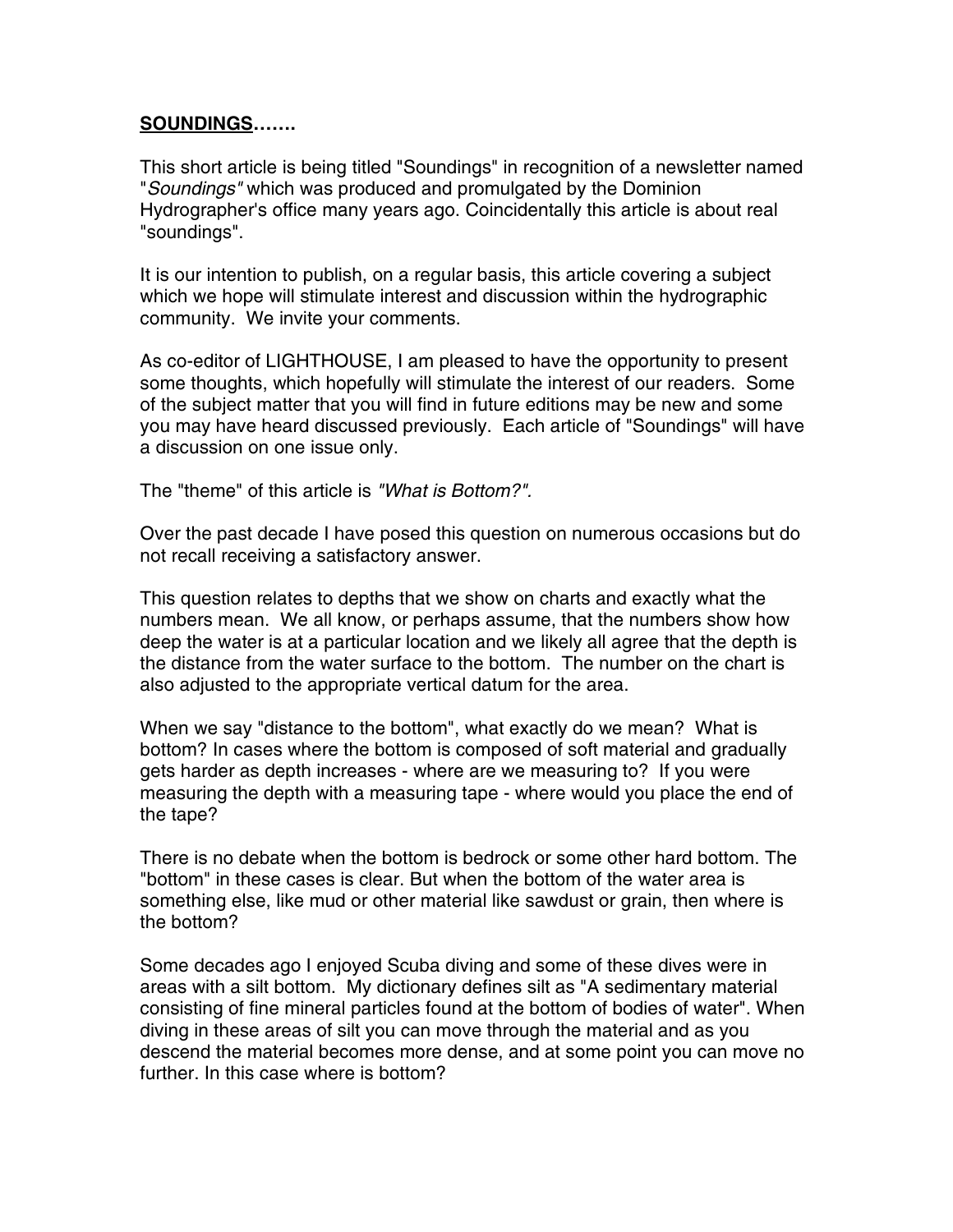**<u>SOUNDINGS</u>…….**

This short article is being titled "Soundings" in recognition of a newsletter named "*Soundings"* which was produced and promulgated by the Dominion Hydrographer's office many years ago. Coincidentally this article is about real "soundings".

It is our intention to publish, on a regular basis, this article covering a subject which we hope will stimulate interest and discussion within the hydrographic community. We invite your comments.

As co-editor of LIGHTHOUSE, I am pleased to have the opportunity to present some thoughts, which hopefully will stimulate the interest of our readers. Some of the subject matter that you will find in future editions may be new and some you may have heard discussed previously. Each article of "Soundings" will have a discussion on one issue only.

The "theme" of this article is *"What is Bottom?".*

Over the past decade I have posed this question on numerous occasions but do not recall receiving a satisfactory answer.

This question relates to depths that we show on charts and exactly what the numbers mean. We all know, or perhaps assume, that the numbers show how deep the water is at a particular location and we likely all agree that the depth is the distance from the water surface to the bottom. The number on the chart is also adjusted to the appropriate vertical datum for the area.

When we say "distance to the bottom", what exactly do we mean? What is bottom? In cases where the bottom is composed of soft material and gradually gets harder as depth increases - where are we measuring to? If you were measuring the depth with a measuring tape - where would you place the end of the tape?

There is no debate when the bottom is bedrock or some other hard bottom. The "bottom" in these cases is clear. But when the bottom of the water area is something else, like mud or other material like sawdust or grain, then where is the bottom?

Some decades ago I enjoyed Scuba diving and some of these dives were in areas with a silt bottom. My dictionary defines silt as "A sedimentary material consisting of fine mineral particles found at the bottom of bodies of water". When diving in these areas of silt you can move through the material and as you descend the material becomes more dense, and at some point you can move no further. In this case where is bottom?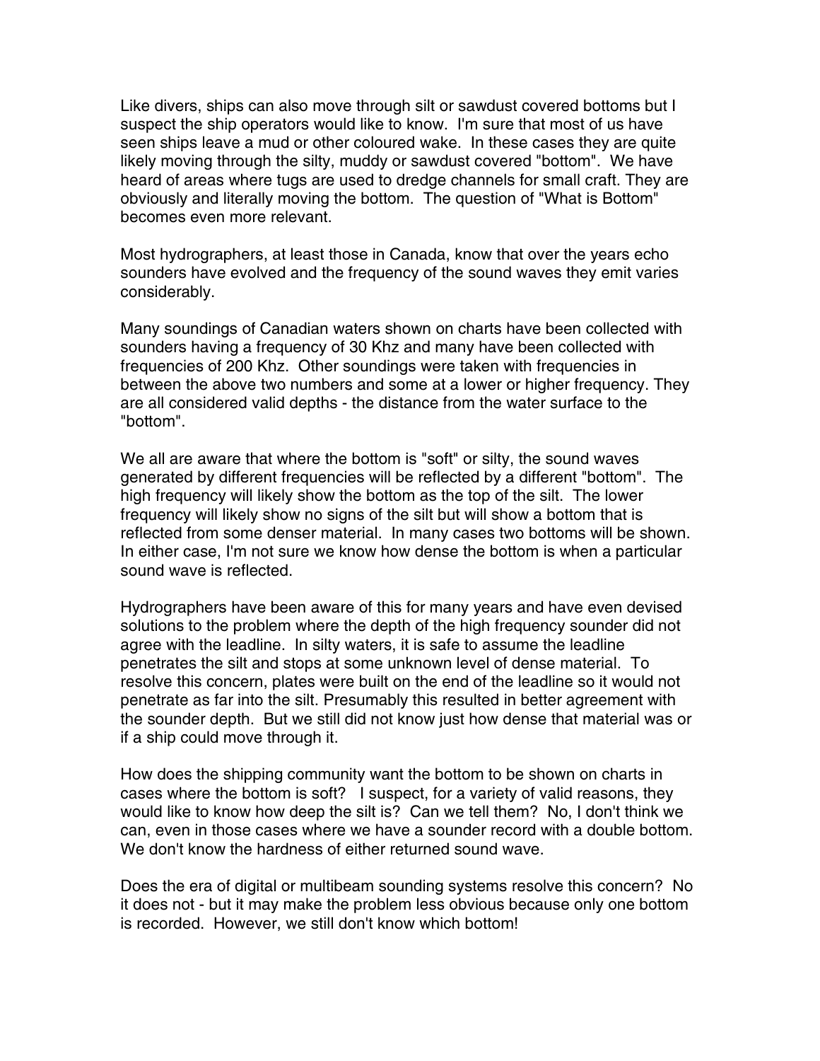Like divers, ships can also move through silt or sawdust covered bottoms but I suspect the ship operators would like to know. I'm sure that most of us have seen ships leave a mud or other coloured wake. In these cases they are quite likely moving through the silty, muddy or sawdust covered "bottom". We have heard of areas where tugs are used to dredge channels for small craft. They are obviously and literally moving the bottom. The question of "What is Bottom" becomes even more relevant.

Most hydrographers, at least those in Canada, know that over the years echo sounders have evolved and the frequency of the sound waves they emit varies considerably.

Many soundings of Canadian waters shown on charts have been collected with sounders having a frequency of 30 Khz and many have been collected with frequencies of 200 Khz. Other soundings were taken with frequencies in between the above two numbers and some at a lower or higher frequency. They are all considered valid depths - the distance from the water surface to the "bottom".

We all are aware that where the bottom is "soft" or silty, the sound waves generated by different frequencies will be reflected by a different "bottom". The high frequency will likely show the bottom as the top of the silt. The lower frequency will likely show no signs of the silt but will show a bottom that is reflected from some denser material. In many cases two bottoms will be shown. In either case, I'm not sure we know how dense the bottom is when a particular sound wave is reflected.

Hydrographers have been aware of this for many years and have even devised solutions to the problem where the depth of the high frequency sounder did not agree with the leadline. In silty waters, it is safe to assume the leadline penetrates the silt and stops at some unknown level of dense material. To resolve this concern, plates were built on the end of the leadline so it would not penetrate as far into the silt. Presumably this resulted in better agreement with the sounder depth. But we still did not know just how dense that material was or if a ship could move through it.

How does the shipping community want the bottom to be shown on charts in cases where the bottom is soft? I suspect, for a variety of valid reasons, they would like to know how deep the silt is? Can we tell them? No, I don't think we can, even in those cases where we have a sounder record with a double bottom. We don't know the hardness of either returned sound wave.

Does the era of digital or multibeam sounding systems resolve this concern? No it does not - but it may make the problem less obvious because only one bottom is recorded. However, we still don't know which bottom!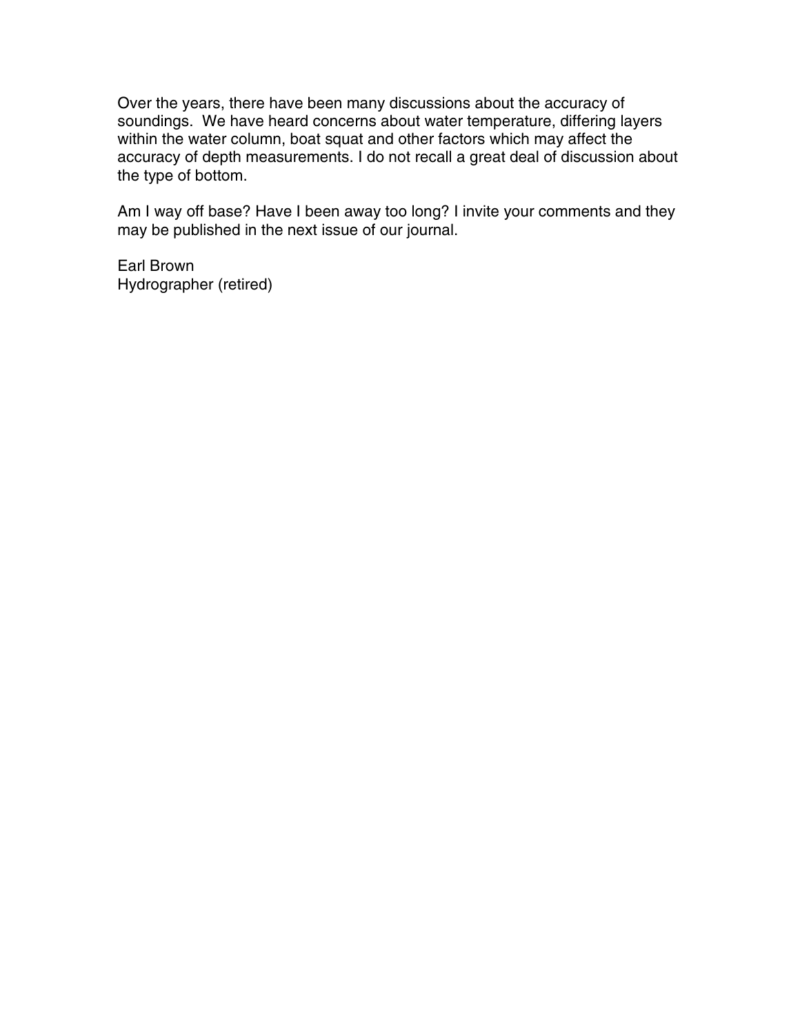Over the years, there have been many discussions about the accuracy of soundings. We have heard concerns about water temperature, differing layers within the water column, boat squat and other factors which may affect the accuracy of depth measurements. I do not recall a great deal of discussion about the type of bottom.

Am I way off base? Have I been away too long? I invite your comments and they may be published in the next issue of our journal.

Earl Brown
Hydrographer (retired)